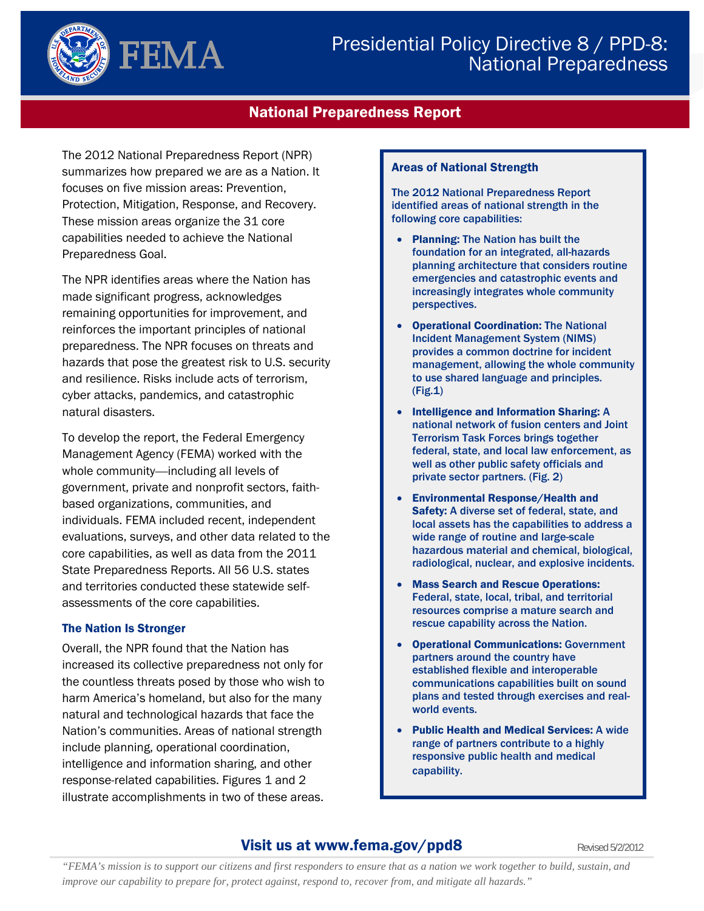# Presidential Policy Directive 8 / PPD-8: National Preparedness

## National Preparedness Report

The 2012 National Preparedness Report (NPR) summarizes how prepared we are as a Nation. It focuses on five mission areas: Prevention, Protection, Mitigation, Response, and Recovery. These mission areas organize the 31 core capabilities needed to achieve the National Preparedness Goal.

The NPR identifies areas where the Nation has made significant progress, acknowledges remaining opportunities for improvement, and reinforces the important principles of national preparedness. The NPR focuses on threats and hazards that pose the greatest risk to U.S. security and resilience. Risks include acts of terrorism, cyber attacks, pandemics, and catastrophic natural disasters.

To develop the report, the Federal Emergency Management Agency (FEMA) worked with the whole community—including all levels of government, private and nonprofit sectors, faith-based organizations, communities, and individuals. FEMA included recent, independent evaluations, surveys, and other data related to the core capabilities, as well as data from the 2011 State Preparedness Reports. All 56 U.S. states and territories conducted these statewide self-assessments of the core capabilities.

### The Nation Is Stronger

Overall, the NPR found that the Nation has increased its collective preparedness not only for the countless threats posed by those who wish to harm America's homeland, but also for the many natural and technological hazards that face the Nation's communities. Areas of national strength include planning, operational coordination, intelligence and information sharing, and other response-related capabilities. Figures 1 and 2 illustrate accomplishments in two of these areas.

### Areas of National Strength

The 2012 National Preparedness Report identified areas of national strength in the following core capabilities:

- **Planning:** The Nation has built the foundation for an integrated, all-hazards planning architecture that considers routine emergencies and catastrophic events and increasingly integrates whole community perspectives.
- **Operational Coordination:** The National Incident Management System (NIMS) provides a common doctrine for incident management, allowing the whole community to use shared language and principles. (Fig.1)
- **Intelligence and Information Sharing:** A national network of fusion centers and Joint Terrorism Task Forces brings together federal, state, and local law enforcement, as well as other public safety officials and private sector partners. (Fig. 2)
- **Environmental Response/Health and Safety:** A diverse set of federal, state, and local assets has the capabilities to address a wide range of routine and large-scale hazardous material and chemical, biological, radiological, nuclear, and explosive incidents.
- **Mass Search and Rescue Operations:** Federal, state, local, tribal, and territorial resources comprise a mature search and rescue capability across the Nation.
- **Operational Communications:** Government partners around the country have established flexible and interoperable communications capabilities built on sound plans and tested through exercises and real-world events.
- **Public Health and Medical Services:** A wide range of partners contribute to a highly responsive public health and medical capability.

**Visit us at www.fema.gov/ppd8**

Revised 5/2/2012

*"FEMA's mission is to support our citizens and first responders to ensure that as a nation we work together to build, sustain, and improve our capability to prepare for, protect against, respond to, recover from, and mitigate all hazards."*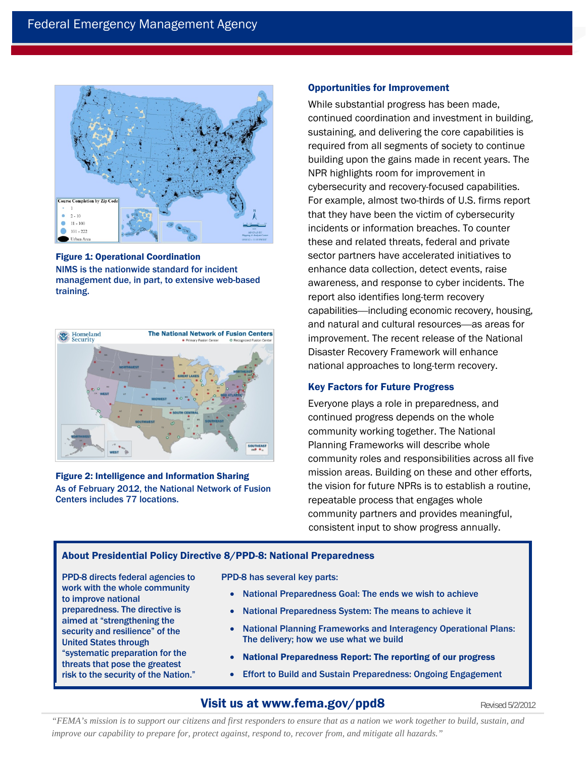**Figure 1: Operational Coordination**
NIMS is the nationwide standard for incident management due, in part, to extensive web-based training.

**Figure 2: Intelligence and Information Sharing**
As of February 2012, the National Network of Fusion Centers includes 77 locations.

### Opportunities for Improvement

While substantial progress has been made, continued coordination and investment in building, sustaining, and delivering the core capabilities is required from all segments of society to continue building upon the gains made in recent years. The NPR highlights room for improvement in cybersecurity and recovery-focused capabilities. For example, almost two-thirds of U.S. firms report that they have been the victim of cybersecurity incidents or information breaches. To counter these and related threats, federal and private sector partners have accelerated initiatives to enhance data collection, detect events, raise awareness, and response to cyber incidents. The report also identifies long-term recovery capabilities—including economic recovery, housing, and natural and cultural resources—as areas for improvement. The recent release of the National Disaster Recovery Framework will enhance national approaches to long-term recovery.

### Key Factors for Future Progress

Everyone plays a role in preparedness, and continued progress depends on the whole community working together. The National Planning Frameworks will describe whole community roles and responsibilities across all five mission areas. Building on these and other efforts, the vision for future NPRs is to establish a routine, repeatable process that engages whole community partners and provides meaningful, consistent input to show progress annually.

### About Presidential Policy Directive 8/PPD-8: National Preparedness

PPD-8 directs federal agencies to work with the whole community to improve national preparedness. The directive is aimed at "strengthening the security and resilience" of the United States through "systematic preparation for the threats that pose the greatest risk to the security of the Nation."

PPD-8 has several key parts:

- National Preparedness Goal: The ends we wish to achieve
- National Preparedness System: The means to achieve it
- National Planning Frameworks and Interagency Operational Plans: The delivery; how we use what we build
- **National Preparedness Report: The reporting of our progress**
- Effort to Build and Sustain Preparedness: Ongoing Engagement

**Visit us at www.fema.gov/ppd8**

Revised 5/2/2012

*"FEMA's mission is to support our citizens and first responders to ensure that as a nation we work together to build, sustain, and improve our capability to prepare for, protect against, respond to, recover from, and mitigate all hazards."*